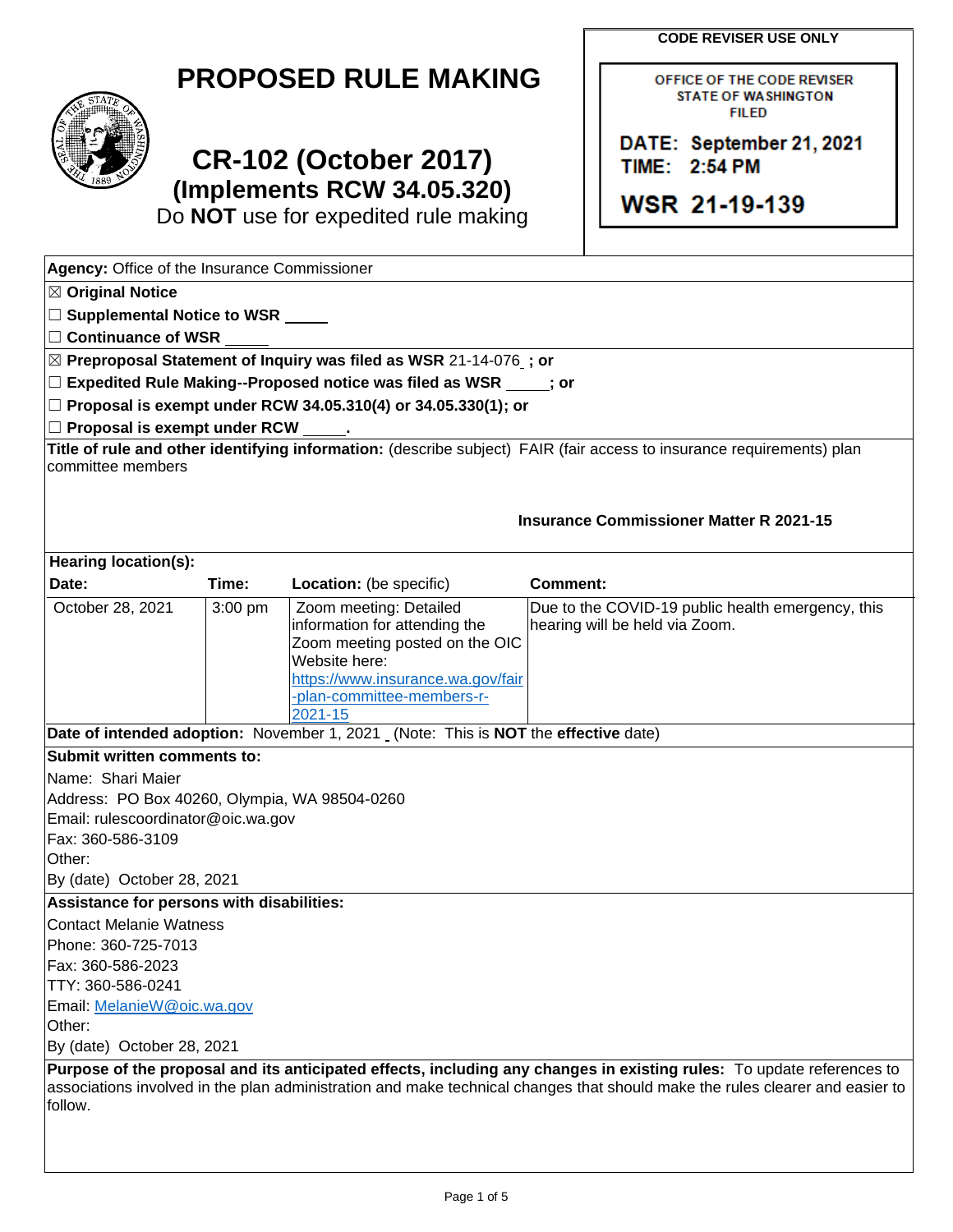**CODE REVISER USE ONLY**

OFFICE OF THE CODE REVISER
STATE OF WASHINGTON
FILED

DATE: September 21, 2021
TIME: 2:54 PM

WSR 21-19-139

# PROPOSED RULE MAKING

## CR-102 (October 2017)
## (Implements RCW 34.05.320)

Do **NOT** use for expedited rule making

**Agency:** Office of the Insurance Commissioner

☒ **Original Notice**

☐ **Supplemental Notice to WSR** _____

☐ **Continuance of WSR** _____

☒ **Preproposal Statement of Inquiry was filed as WSR** 21-14-076 **; or**

☐ **Expedited Rule Making--Proposed notice was filed as WSR** _____**; or**

☐ **Proposal is exempt under RCW 34.05.310(4) or 34.05.330(1); or**

☐ **Proposal is exempt under RCW** _____**.**

**Title of rule and other identifying information:** (describe subject) FAIR (fair access to insurance requirements) plan committee members

**Insurance Commissioner Matter R 2021-15**

**Hearing location(s):**

| **Date:** | **Time:** | **Location:** (be specific) | **Comment:** |
|---|---|---|---|
| October 28, 2021 | 3:00 pm | Zoom meeting: Detailed information for attending the Zoom meeting posted on the OIC Website here: https://www.insurance.wa.gov/fair-plan-committee-members-r-2021-15 | Due to the COVID-19 public health emergency, this hearing will be held via Zoom. |

**Date of intended adoption:** November 1, 2021 (Note: This is **NOT** the **effective** date)

**Submit written comments to:**

Name: Shari Maier
Address: PO Box 40260, Olympia, WA 98504-0260
Email: rulescoordinator@oic.wa.gov
Fax: 360-586-3109
Other:
By (date) October 28, 2021

**Assistance for persons with disabilities:**

Contact Melanie Watness
Phone: 360-725-7013
Fax: 360-586-2023
TTY: 360-586-0241
Email: MelanieW@oic.wa.gov
Other:
By (date) October 28, 2021

**Purpose of the proposal and its anticipated effects, including any changes in existing rules:** To update references to associations involved in the plan administration and make technical changes that should make the rules clearer and easier to follow.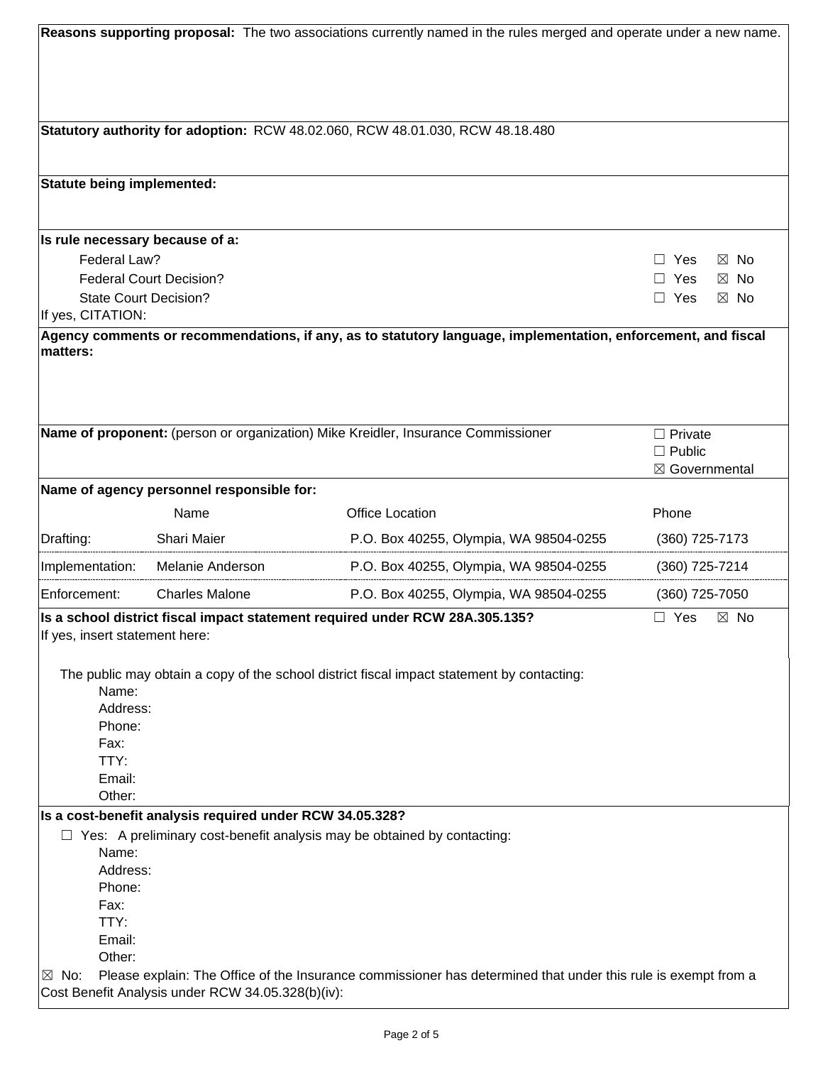**Reasons supporting proposal:** The two associations currently named in the rules merged and operate under a new name.

**Statutory authority for adoption:** RCW 48.02.060, RCW 48.01.030, RCW 48.18.480

**Statute being implemented:**

**Is rule necessary because of a:**

| | |
|---|---|
| Federal Law? | ☐ Yes ☒ No |
| Federal Court Decision? | ☐ Yes ☒ No |
| State Court Decision? | ☐ Yes ☒ No |

If yes, CITATION:

**Agency comments or recommendations, if any, as to statutory language, implementation, enforcement, and fiscal matters:**

**Name of proponent:** (person or organization) Mike Kreidler, Insurance Commissioner

☐ Private
☐ Public
☒ Governmental

**Name of agency personnel responsible for:**

| | Name | Office Location | Phone |
|---|---|---|---|
| Drafting: | Shari Maier | P.O. Box 40255, Olympia, WA 98504-0255 | (360) 725-7173 |
| Implementation: | Melanie Anderson | P.O. Box 40255, Olympia, WA 98504-0255 | (360) 725-7214 |
| Enforcement: | Charles Malone | P.O. Box 40255, Olympia, WA 98504-0255 | (360) 725-7050 |

**Is a school district fiscal impact statement required under RCW 28A.305.135?** ☐ Yes ☒ No

If yes, insert statement here:

The public may obtain a copy of the school district fiscal impact statement by contacting:

Name:
Address:
Phone:
Fax:
TTY:
Email:
Other:

**Is a cost-benefit analysis required under RCW 34.05.328?**

☐ Yes: A preliminary cost-benefit analysis may be obtained by contacting:

Name:
Address:
Phone:
Fax:
TTY:
Email:
Other:

☒ No: Please explain: The Office of the Insurance commissioner has determined that under this rule is exempt from a Cost Benefit Analysis under RCW 34.05.328(b)(iv):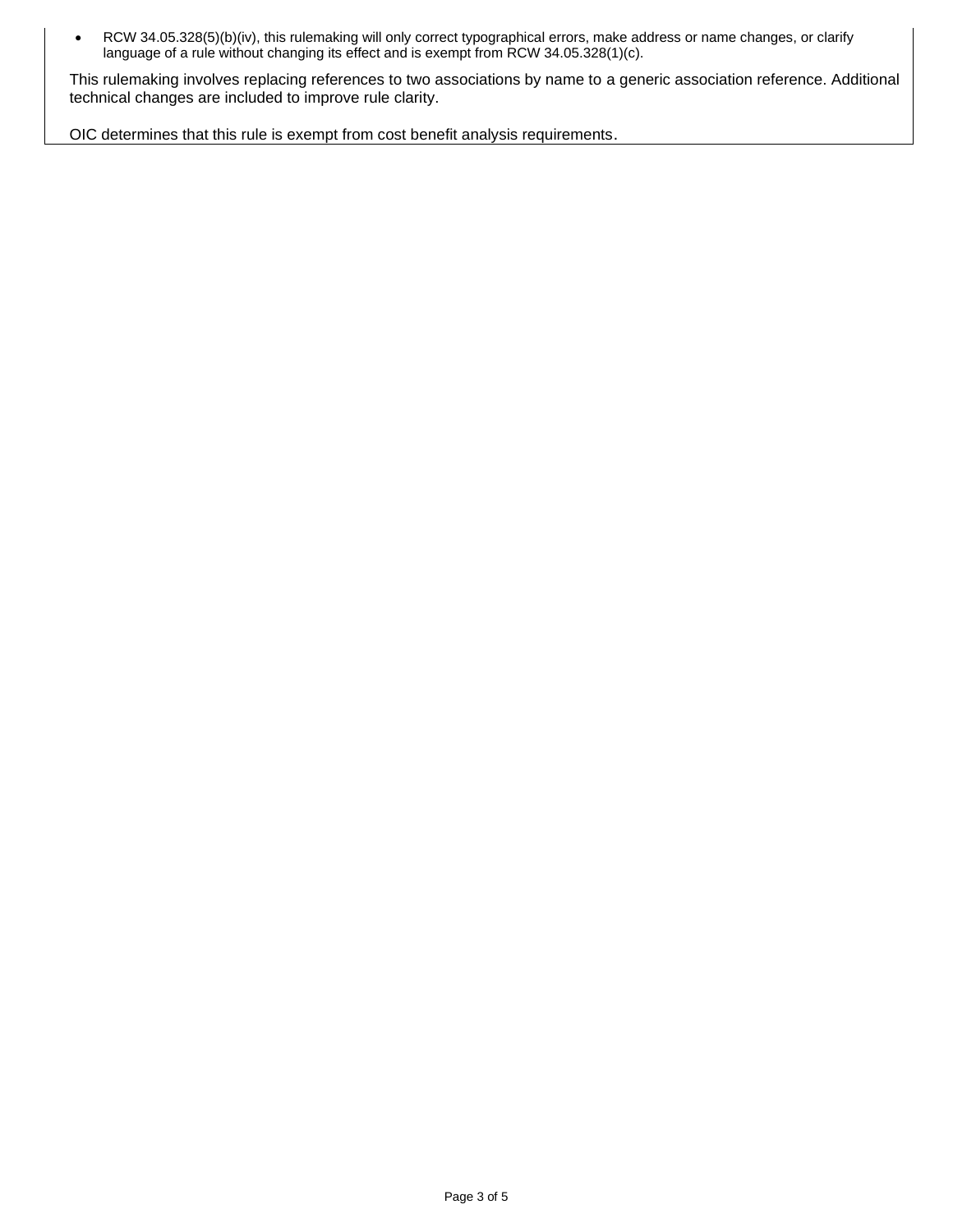- RCW 34.05.328(5)(b)(iv), this rulemaking will only correct typographical errors, make address or name changes, or clarify language of a rule without changing its effect and is exempt from RCW 34.05.328(1)(c).

This rulemaking involves replacing references to two associations by name to a generic association reference. Additional technical changes are included to improve rule clarity.

OIC determines that this rule is exempt from cost benefit analysis requirements.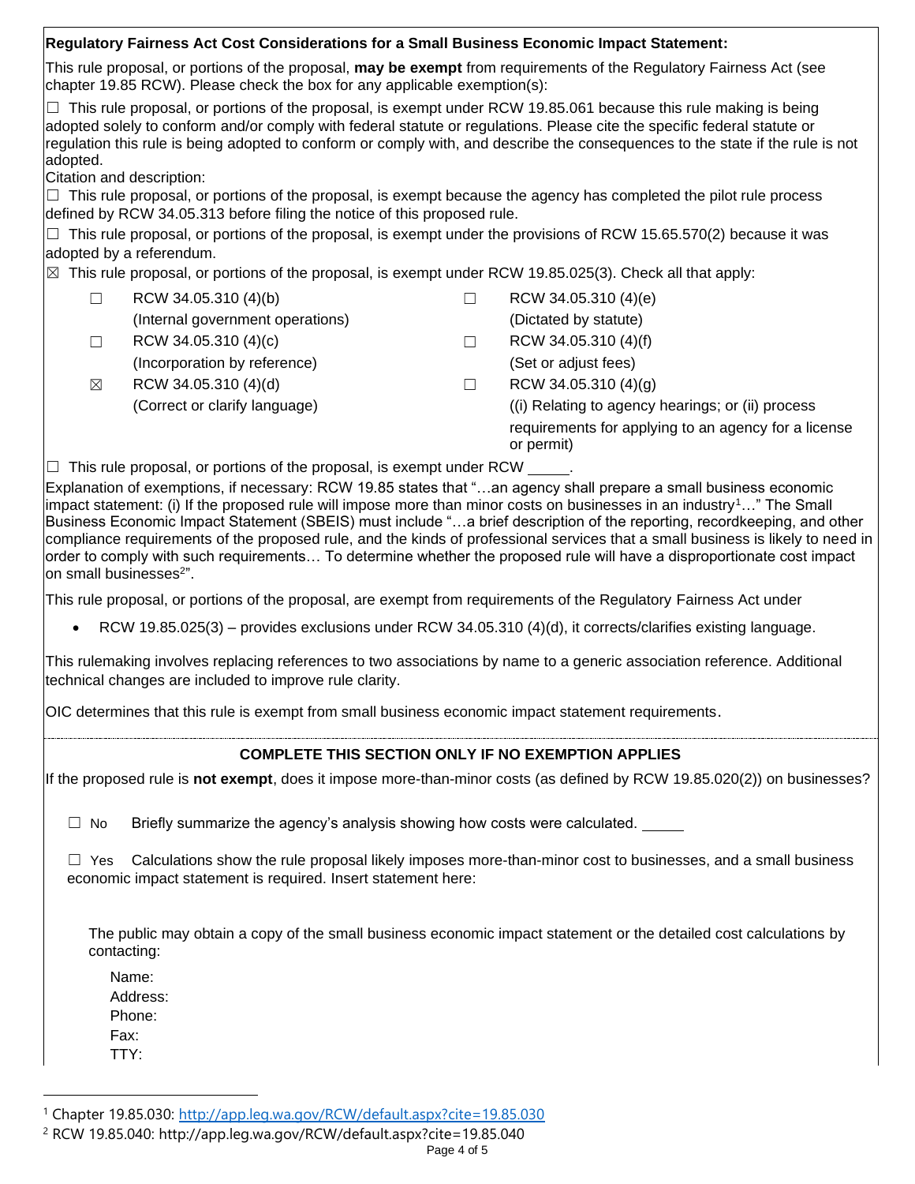**Regulatory Fairness Act Cost Considerations for a Small Business Economic Impact Statement:**

This rule proposal, or portions of the proposal, **may be exempt** from requirements of the Regulatory Fairness Act (see chapter 19.85 RCW). Please check the box for any applicable exemption(s):

☐ This rule proposal, or portions of the proposal, is exempt under RCW 19.85.061 because this rule making is being adopted solely to conform and/or comply with federal statute or regulations. Please cite the specific federal statute or regulation this rule is being adopted to conform or comply with, and describe the consequences to the state if the rule is not adopted.

Citation and description:

☐ This rule proposal, or portions of the proposal, is exempt because the agency has completed the pilot rule process defined by RCW 34.05.313 before filing the notice of this proposed rule.

☐ This rule proposal, or portions of the proposal, is exempt under the provisions of RCW 15.65.570(2) because it was adopted by a referendum.

☒ This rule proposal, or portions of the proposal, is exempt under RCW 19.85.025(3). Check all that apply:

| | | | |
|---|---|---|---|
| ☐ | RCW 34.05.310 (4)(b) (Internal government operations) | ☐ | RCW 34.05.310 (4)(e) (Dictated by statute) |
| ☐ | RCW 34.05.310 (4)(c) (Incorporation by reference) | ☐ | RCW 34.05.310 (4)(f) (Set or adjust fees) |
| ☒ | RCW 34.05.310 (4)(d) (Correct or clarify language) | ☐ | RCW 34.05.310 (4)(g) ((i) Relating to agency hearings; or (ii) process requirements for applying to an agency for a license or permit) |

☐ This rule proposal, or portions of the proposal, is exempt under RCW _____.

Explanation of exemptions, if necessary: RCW 19.85 states that "…an agency shall prepare a small business economic impact statement: (i) If the proposed rule will impose more than minor costs on businesses in an industry[1]…" The Small Business Economic Impact Statement (SBEIS) must include "…a brief description of the reporting, recordkeeping, and other compliance requirements of the proposed rule, and the kinds of professional services that a small business is likely to need in order to comply with such requirements… To determine whether the proposed rule will have a disproportionate cost impact on small businesses[2]".

This rule proposal, or portions of the proposal, are exempt from requirements of the Regulatory Fairness Act under

- RCW 19.85.025(3) – provides exclusions under RCW 34.05.310 (4)(d), it corrects/clarifies existing language.

This rulemaking involves replacing references to two associations by name to a generic association reference. Additional technical changes are included to improve rule clarity.

OIC determines that this rule is exempt from small business economic impact statement requirements.

**COMPLETE THIS SECTION ONLY IF NO EXEMPTION APPLIES**

If the proposed rule is **not exempt**, does it impose more-than-minor costs (as defined by RCW 19.85.020(2)) on businesses?

☐ No Briefly summarize the agency's analysis showing how costs were calculated. _____

☐ Yes Calculations show the rule proposal likely imposes more-than-minor cost to businesses, and a small business economic impact statement is required. Insert statement here:

The public may obtain a copy of the small business economic impact statement or the detailed cost calculations by contacting:

Name:
Address:
Phone:
Fax:
TTY:

---

[1] Chapter 19.85.030: http://app.leg.wa.gov/RCW/default.aspx?cite=19.85.030

[2] RCW 19.85.040: http://app.leg.wa.gov/RCW/default.aspx?cite=19.85.040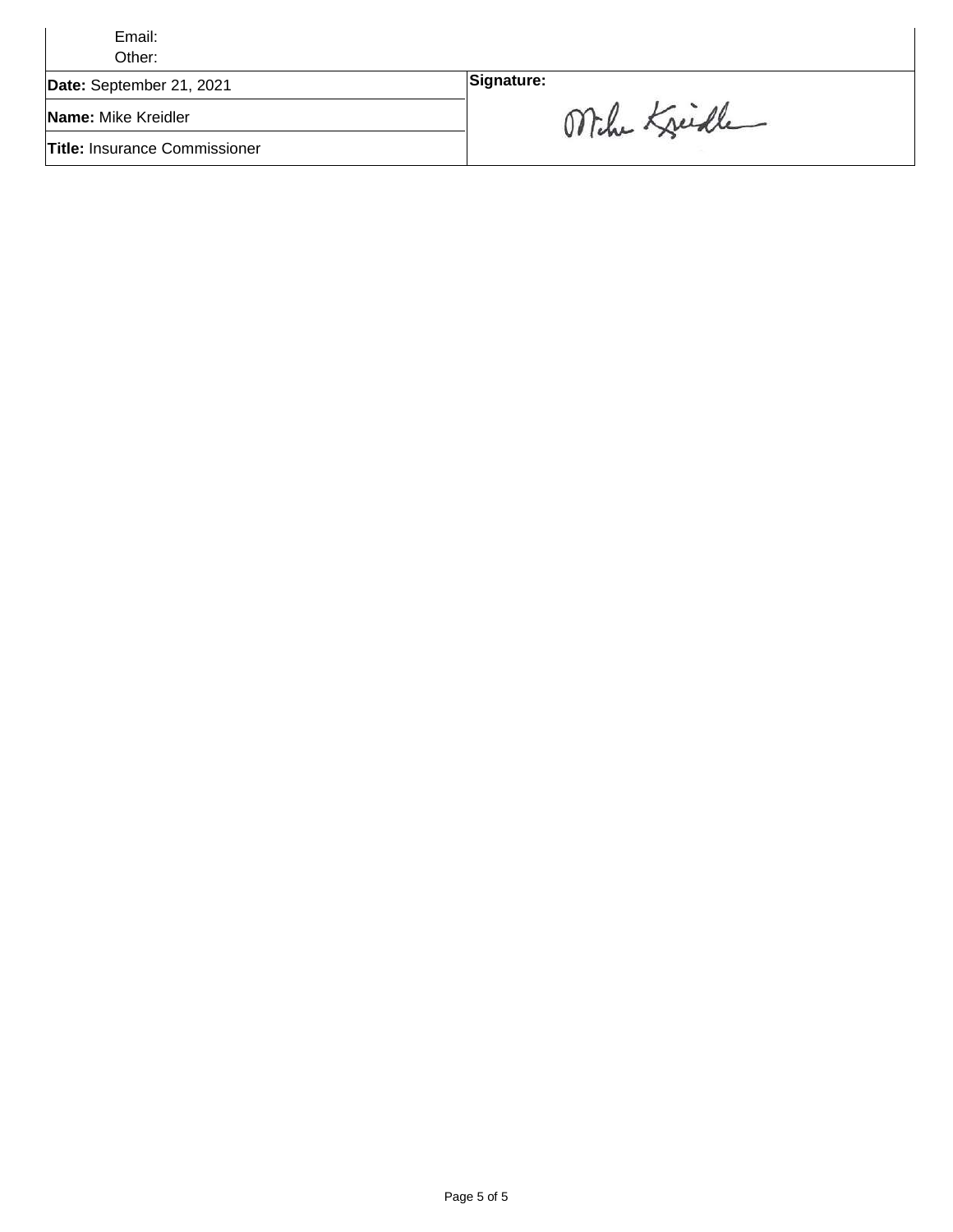Email:

Other:

| Date: September 21, 2021 | Signature: |
|---|---|
| Name: Mike Kreidler | Mike Kreidler |
| Title: Insurance Commissioner | |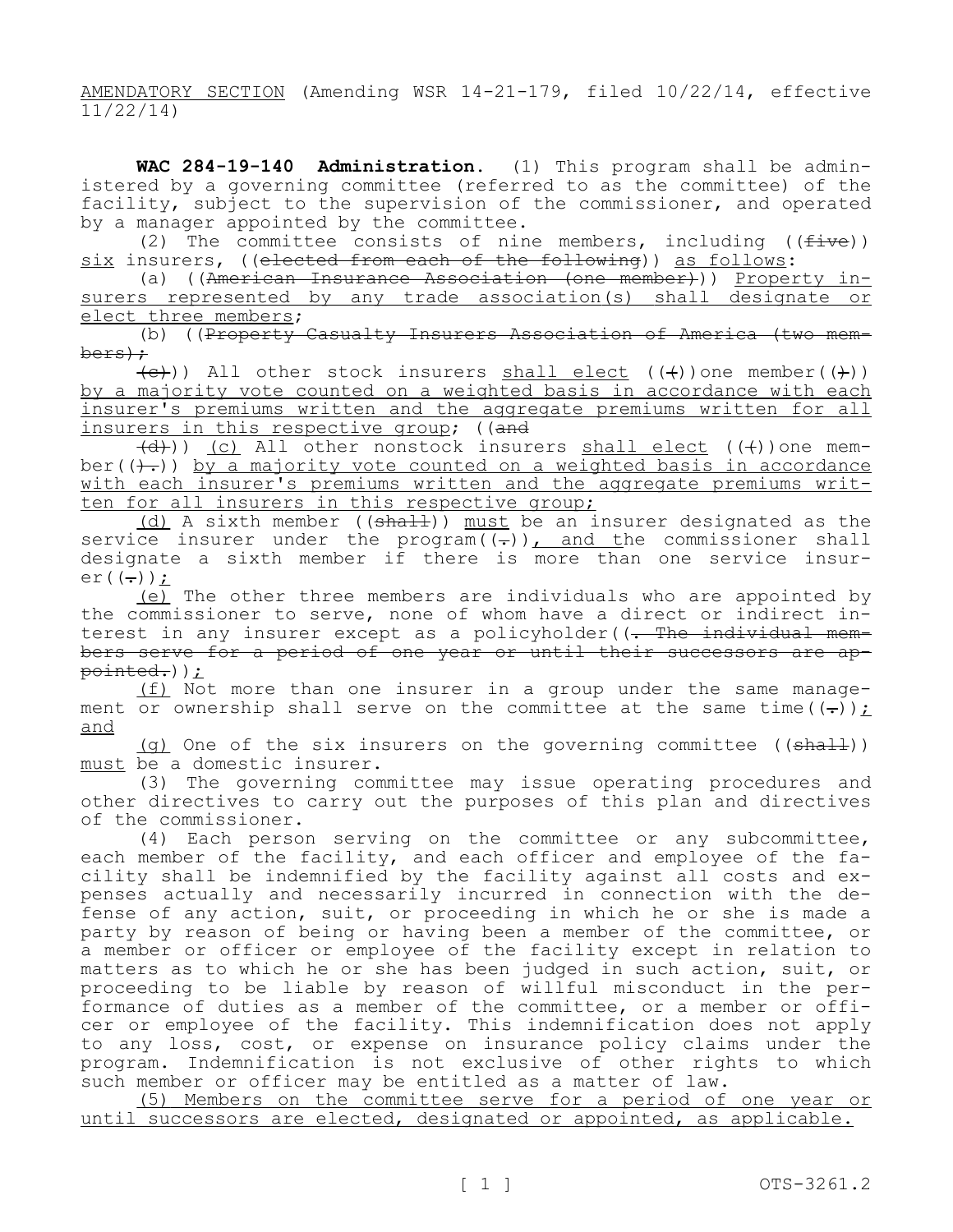AMENDATORY SECTION (Amending WSR 14-21-179, filed 10/22/14, effective 11/22/14)

**WAC 284-19-140 Administration.** (1) This program shall be administered by a governing committee (referred to as the committee) of the facility, subject to the supervision of the commissioner, and operated by a manager appointed by the committee.

(2) The committee consists of nine members, including ((~~five~~)) six insurers, ((~~elected from each of the following~~)) as follows:

(a) ((~~American Insurance Association (one member)~~)) Property insurers represented by any trade association(s) shall designate or elect three members;

(b) ((~~Property Casualty Insurers Association of America (two members);~~

~~(c)~~)) All other stock insurers shall elect ((~~(~~))one member((~~)~~)) by a majority vote counted on a weighted basis in accordance with each insurer's premiums written and the aggregate premiums written for all insurers in this respective group; ((~~and~~

~~(d)~~)) (c) All other nonstock insurers shall elect ((~~(~~))one member((~~).~~)) by a majority vote counted on a weighted basis in accordance with each insurer's premiums written and the aggregate premiums written for all insurers in this respective group;

(d) A sixth member ((~~shall~~)) must be an insurer designated as the service insurer under the program((~~.~~)), and the commissioner shall designate a sixth member if there is more than one service insurer((~~.~~));

(e) The other three members are individuals who are appointed by the commissioner to serve, none of whom have a direct or indirect interest in any insurer except as a policyholder((~~. The individual members serve for a period of one year or until their successors are appointed.~~));

(f) Not more than one insurer in a group under the same management or ownership shall serve on the committee at the same time((~~.~~)); and

(g) One of the six insurers on the governing committee ((~~shall~~)) must be a domestic insurer.

(3) The governing committee may issue operating procedures and other directives to carry out the purposes of this plan and directives of the commissioner.

(4) Each person serving on the committee or any subcommittee, each member of the facility, and each officer and employee of the facility shall be indemnified by the facility against all costs and expenses actually and necessarily incurred in connection with the defense of any action, suit, or proceeding in which he or she is made a party by reason of being or having been a member of the committee, or a member or officer or employee of the facility except in relation to matters as to which he or she has been judged in such action, suit, or proceeding to be liable by reason of willful misconduct in the performance of duties as a member of the committee, or a member or officer or employee of the facility. This indemnification does not apply to any loss, cost, or expense on insurance policy claims under the program. Indemnification is not exclusive of other rights to which such member or officer may be entitled as a matter of law.

(5) Members on the committee serve for a period of one year or until successors are elected, designated or appointed, as applicable.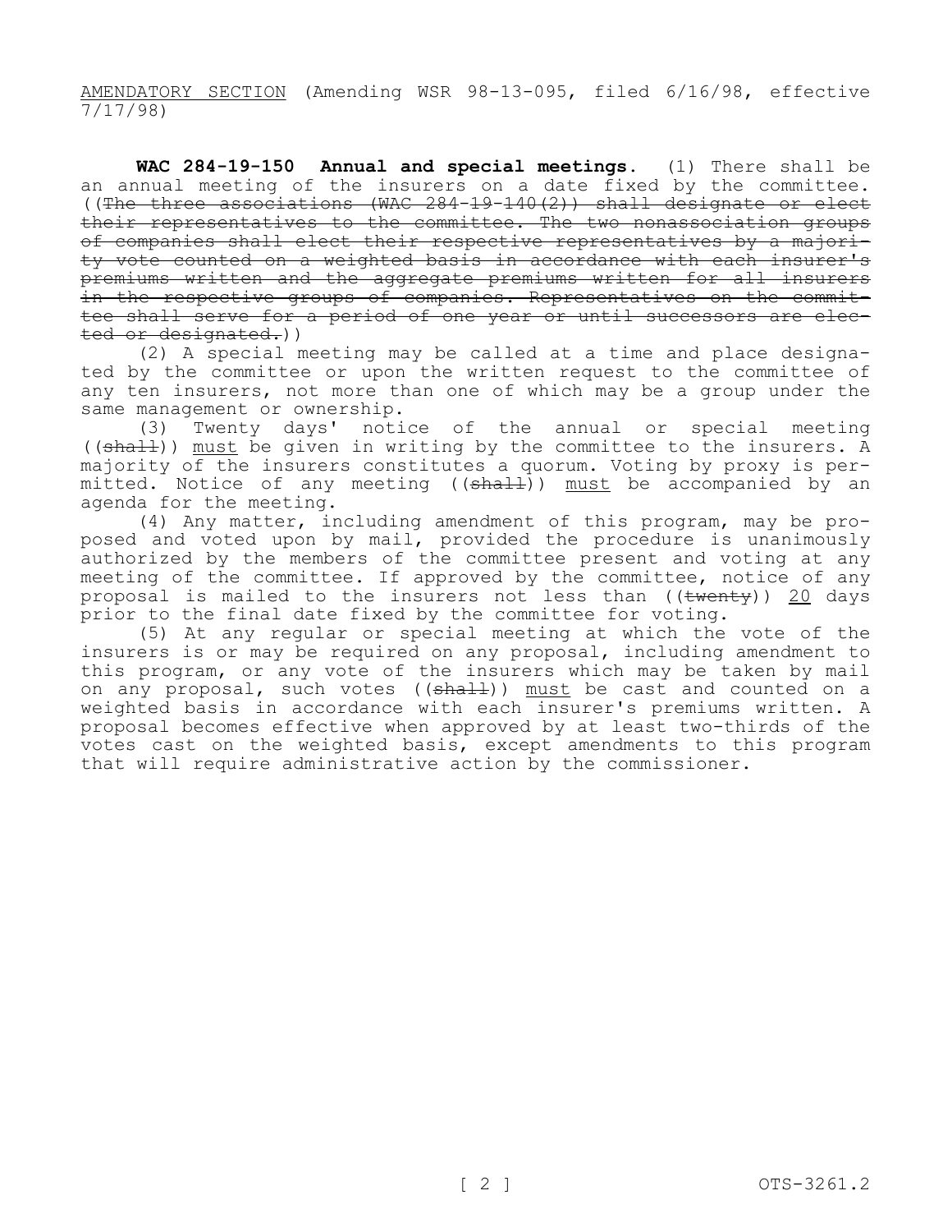AMENDATORY SECTION (Amending WSR 98-13-095, filed 6/16/98, effective 7/17/98)

**WAC 284-19-150 Annual and special meetings.** (1) There shall be an annual meeting of the insurers on a date fixed by the committee. ((~~The three associations (WAC 284-19-140(2)) shall designate or elect their representatives to the committee. The two nonassociation groups of companies shall elect their respective representatives by a majority vote counted on a weighted basis in accordance with each insurer's premiums written and the aggregate premiums written for all insurers in the respective groups of companies. Representatives on the committee shall serve for a period of one year or until successors are elected or designated.~~))

(2) A special meeting may be called at a time and place designated by the committee or upon the written request to the committee of any ten insurers, not more than one of which may be a group under the same management or ownership.

(3) Twenty days' notice of the annual or special meeting ((~~shall~~)) <u>must</u> be given in writing by the committee to the insurers. A majority of the insurers constitutes a quorum. Voting by proxy is permitted. Notice of any meeting ((~~shall~~)) <u>must</u> be accompanied by an agenda for the meeting.

(4) Any matter, including amendment of this program, may be proposed and voted upon by mail, provided the procedure is unanimously authorized by the members of the committee present and voting at any meeting of the committee. If approved by the committee, notice of any proposal is mailed to the insurers not less than ((~~twenty~~)) <u>20</u> days prior to the final date fixed by the committee for voting.

(5) At any regular or special meeting at which the vote of the insurers is or may be required on any proposal, including amendment to this program, or any vote of the insurers which may be taken by mail on any proposal, such votes ((~~shall~~)) <u>must</u> be cast and counted on a weighted basis in accordance with each insurer's premiums written. A proposal becomes effective when approved by at least two-thirds of the votes cast on the weighted basis, except amendments to this program that will require administrative action by the commissioner.